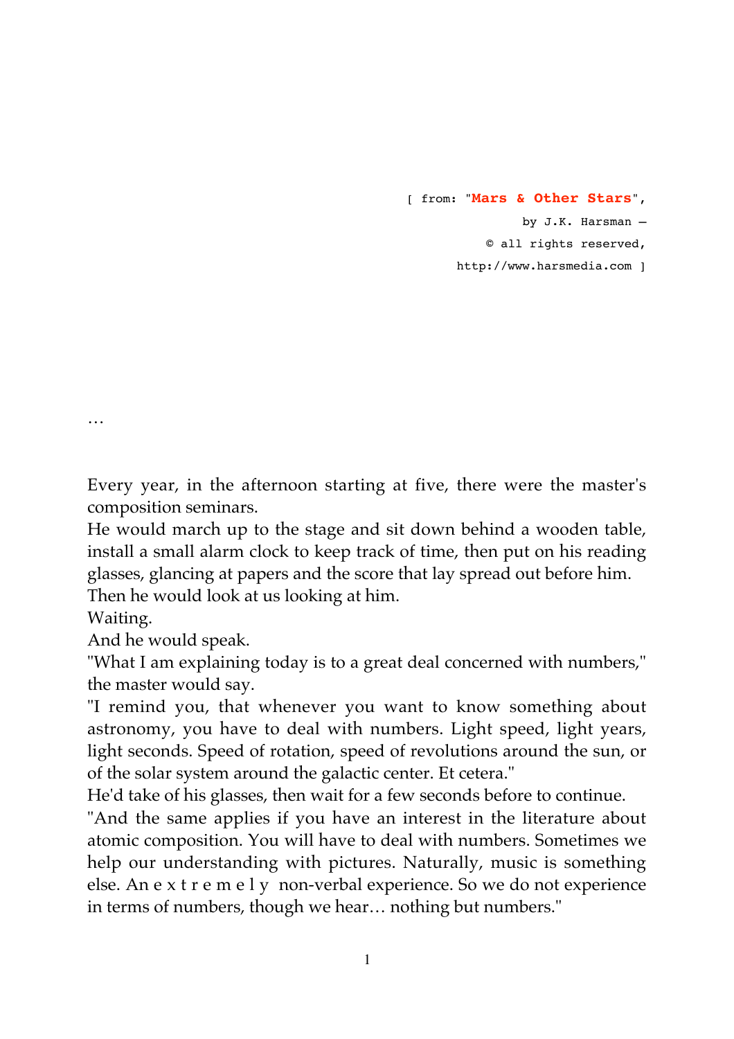[ from: "**Mars & Other Stars**",
by J.K. Harsman –
© all rights reserved,
http://www.harsmedia.com ]

…

Every year, in the afternoon starting at five, there were the master's composition seminars.
He would march up to the stage and sit down behind a wooden table, install a small alarm clock to keep track of time, then put on his reading glasses, glancing at papers and the score that lay spread out before him.
Then he would look at us looking at him.
Waiting.
And he would speak.
"What I am explaining today is to a great deal concerned with numbers," the master would say.
"I remind you, that whenever you want to know something about astronomy, you have to deal with numbers. Light speed, light years, light seconds. Speed of rotation, speed of revolutions around the sun, or of the solar system around the galactic center. Et cetera."
He'd take of his glasses, then wait for a few seconds before to continue.
"And the same applies if you have an interest in the literature about atomic composition. You will have to deal with numbers. Sometimes we help our understanding with pictures. Naturally, music is something else. An e x t r e m e l y non-verbal experience. So we do not experience in terms of numbers, though we hear… nothing but numbers."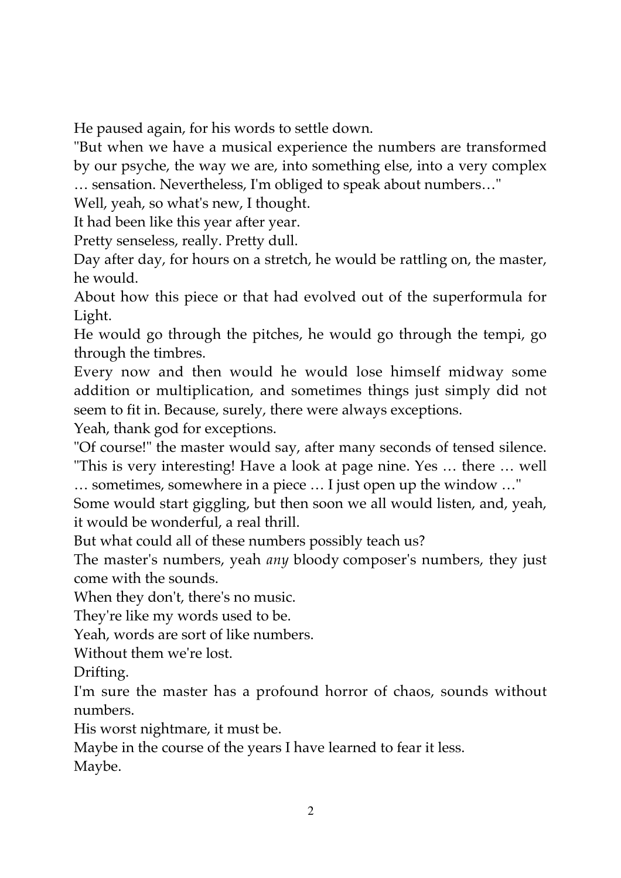He paused again, for his words to settle down.

"But when we have a musical experience the numbers are transformed by our psyche, the way we are, into something else, into a very complex … sensation. Nevertheless, I'm obliged to speak about numbers…"

Well, yeah, so what's new, I thought.

It had been like this year after year.

Pretty senseless, really. Pretty dull.

Day after day, for hours on a stretch, he would be rattling on, the master, he would.

About how this piece or that had evolved out of the superformula for Light.

He would go through the pitches, he would go through the tempi, go through the timbres.

Every now and then would he would lose himself midway some addition or multiplication, and sometimes things just simply did not seem to fit in. Because, surely, there were always exceptions.

Yeah, thank god for exceptions.

"Of course!" the master would say, after many seconds of tensed silence. "This is very interesting! Have a look at page nine. Yes … there … well … sometimes, somewhere in a piece … I just open up the window …"

Some would start giggling, but then soon we all would listen, and, yeah, it would be wonderful, a real thrill.

But what could all of these numbers possibly teach us?

The master's numbers, yeah *any* bloody composer's numbers, they just come with the sounds.

When they don't, there's no music.

They're like my words used to be.

Yeah, words are sort of like numbers.

Without them we're lost.

Drifting.

I'm sure the master has a profound horror of chaos, sounds without numbers.

His worst nightmare, it must be.

Maybe in the course of the years I have learned to fear it less.

Maybe.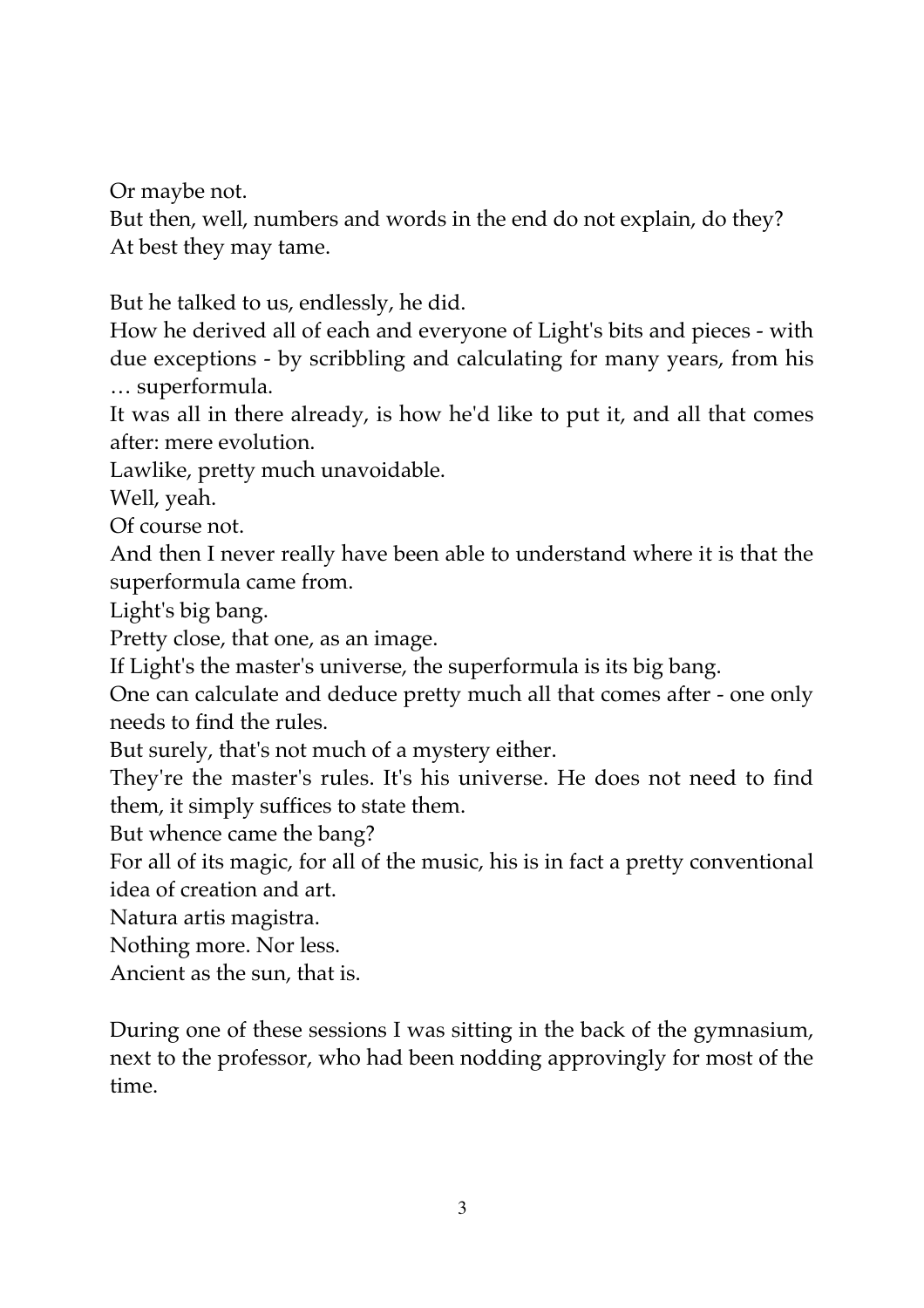Or maybe not.
But then, well, numbers and words in the end do not explain, do they?
At best they may tame.

But he talked to us, endlessly, he did.
How he derived all of each and everyone of Light's bits and pieces - with due exceptions - by scribbling and calculating for many years, from his … superformula.
It was all in there already, is how he'd like to put it, and all that comes after: mere evolution.
Lawlike, pretty much unavoidable.
Well, yeah.
Of course not.
And then I never really have been able to understand where it is that the superformula came from.
Light's big bang.
Pretty close, that one, as an image.
If Light's the master's universe, the superformula is its big bang.
One can calculate and deduce pretty much all that comes after - one only needs to find the rules.
But surely, that's not much of a mystery either.
They're the master's rules. It's his universe. He does not need to find them, it simply suffices to state them.
But whence came the bang?
For all of its magic, for all of the music, his is in fact a pretty conventional idea of creation and art.
Natura artis magistra.
Nothing more. Nor less.
Ancient as the sun, that is.

During one of these sessions I was sitting in the back of the gymnasium, next to the professor, who had been nodding approvingly for most of the time.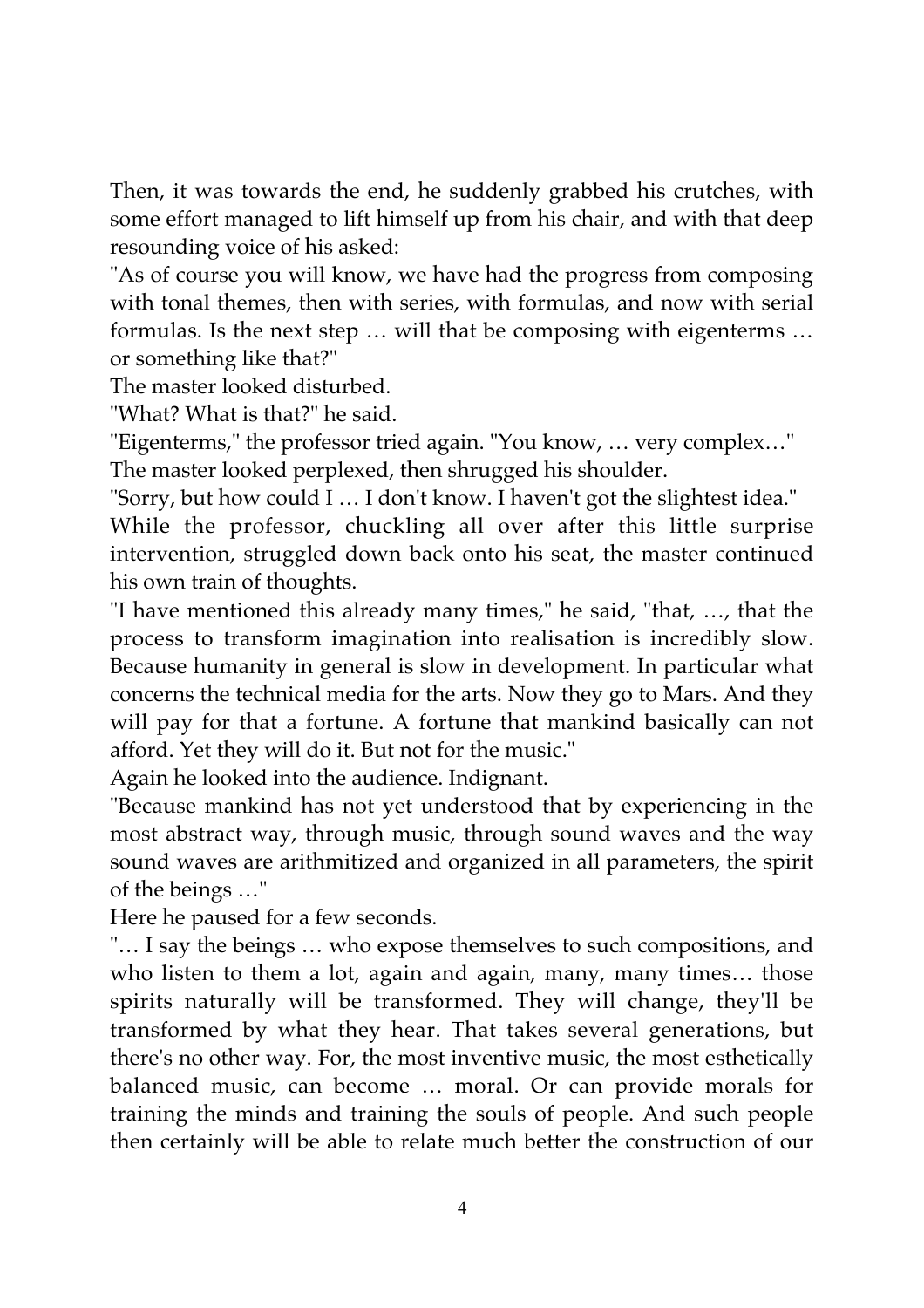Then, it was towards the end, he suddenly grabbed his crutches, with some effort managed to lift himself up from his chair, and with that deep resounding voice of his asked:

"As of course you will know, we have had the progress from composing with tonal themes, then with series, with formulas, and now with serial formulas. Is the next step … will that be composing with eigenterms … or something like that?"

The master looked disturbed.

"What? What is that?" he said.

"Eigenterms," the professor tried again. "You know, … very complex…"

The master looked perplexed, then shrugged his shoulder.

"Sorry, but how could I … I don't know. I haven't got the slightest idea."

While the professor, chuckling all over after this little surprise intervention, struggled down back onto his seat, the master continued his own train of thoughts.

"I have mentioned this already many times," he said, "that, …, that the process to transform imagination into realisation is incredibly slow. Because humanity in general is slow in development. In particular what concerns the technical media for the arts. Now they go to Mars. And they will pay for that a fortune. A fortune that mankind basically can not afford. Yet they will do it. But not for the music."

Again he looked into the audience. Indignant.

"Because mankind has not yet understood that by experiencing in the most abstract way, through music, through sound waves and the way sound waves are arithmitized and organized in all parameters, the spirit of the beings …"

Here he paused for a few seconds.

"… I say the beings … who expose themselves to such compositions, and who listen to them a lot, again and again, many, many times… those spirits naturally will be transformed. They will change, they'll be transformed by what they hear. That takes several generations, but there's no other way. For, the most inventive music, the most esthetically balanced music, can become … moral. Or can provide morals for training the minds and training the souls of people. And such people then certainly will be able to relate much better the construction of our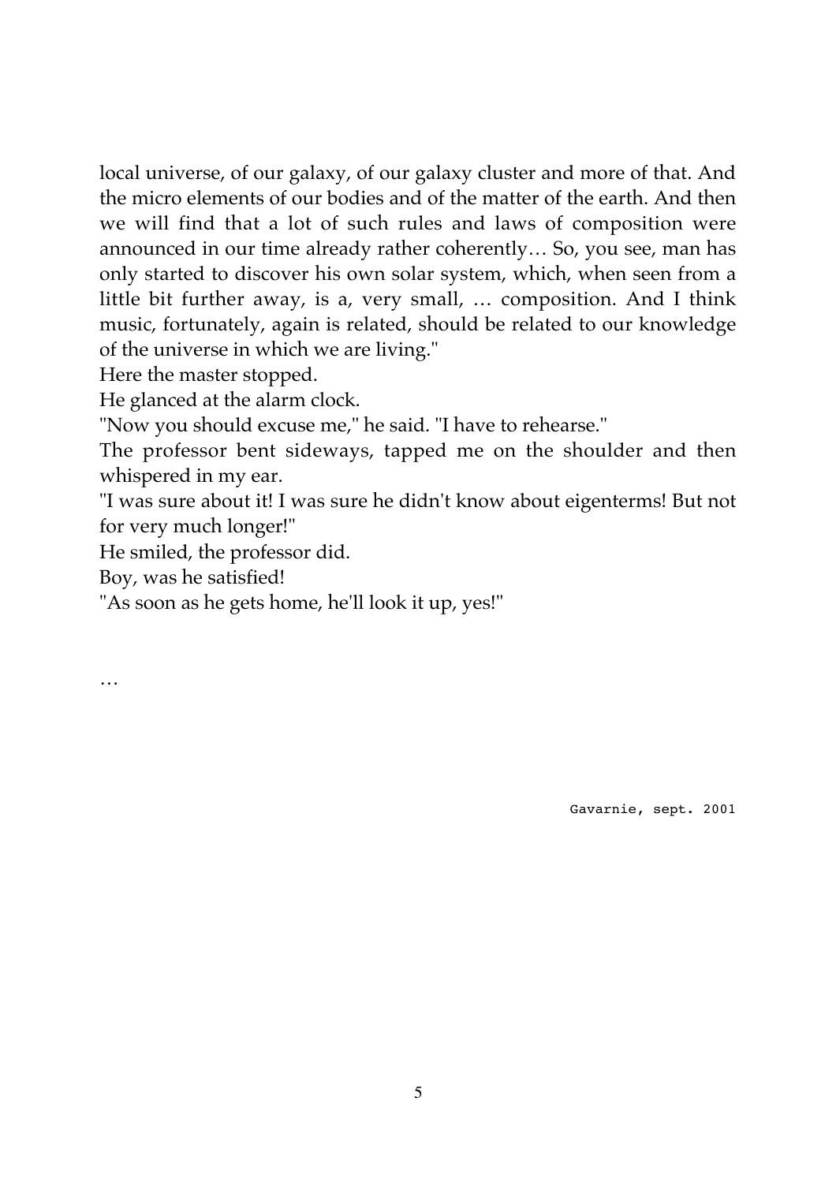local universe, of our galaxy, of our galaxy cluster and more of that. And the micro elements of our bodies and of the matter of the earth. And then we will find that a lot of such rules and laws of composition were announced in our time already rather coherently… So, you see, man has only started to discover his own solar system, which, when seen from a little bit further away, is a, very small, … composition. And I think music, fortunately, again is related, should be related to our knowledge of the universe in which we are living."

Here the master stopped.

He glanced at the alarm clock.

"Now you should excuse me," he said. "I have to rehearse."

The professor bent sideways, tapped me on the shoulder and then whispered in my ear.

"I was sure about it! I was sure he didn't know about eigenterms! But not for very much longer!"

He smiled, the professor did.

Boy, was he satisfied!

"As soon as he gets home, he'll look it up, yes!"

…

Gavarnie, sept. 2001